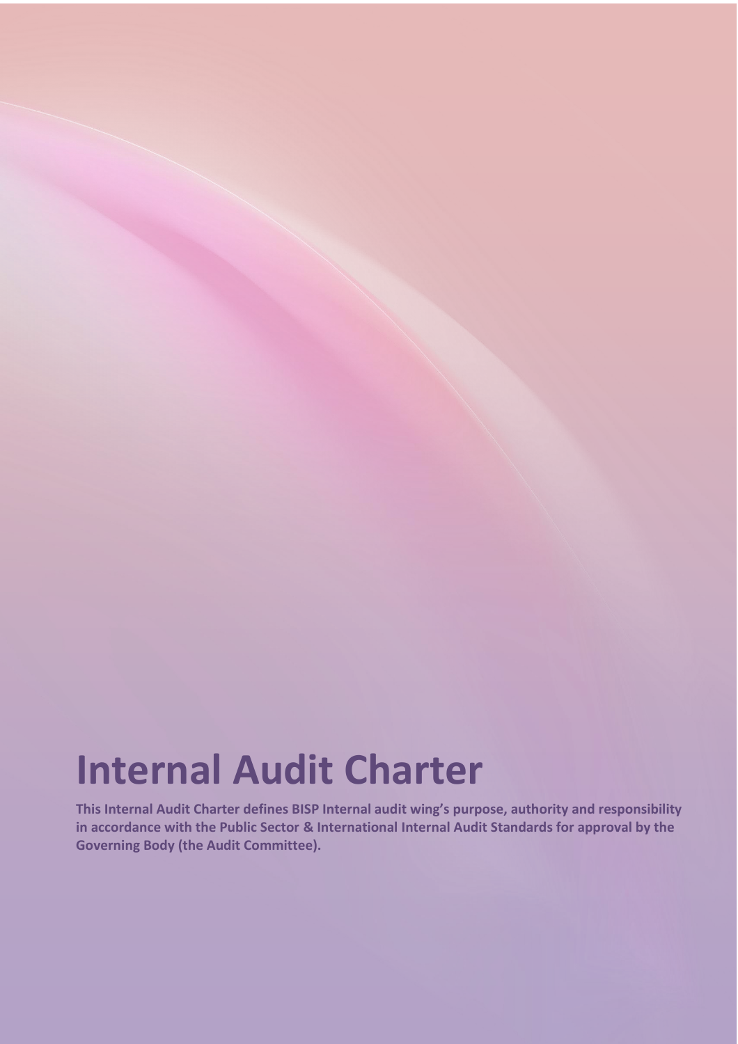# Internal Audit Charter

**This Internal Audit Charter defines BISP Internal audit wing's purpose, authority and responsibility in accordance with the Public Sector & International Internal Audit Standards for approval by the Governing Body (the Audit Committee).**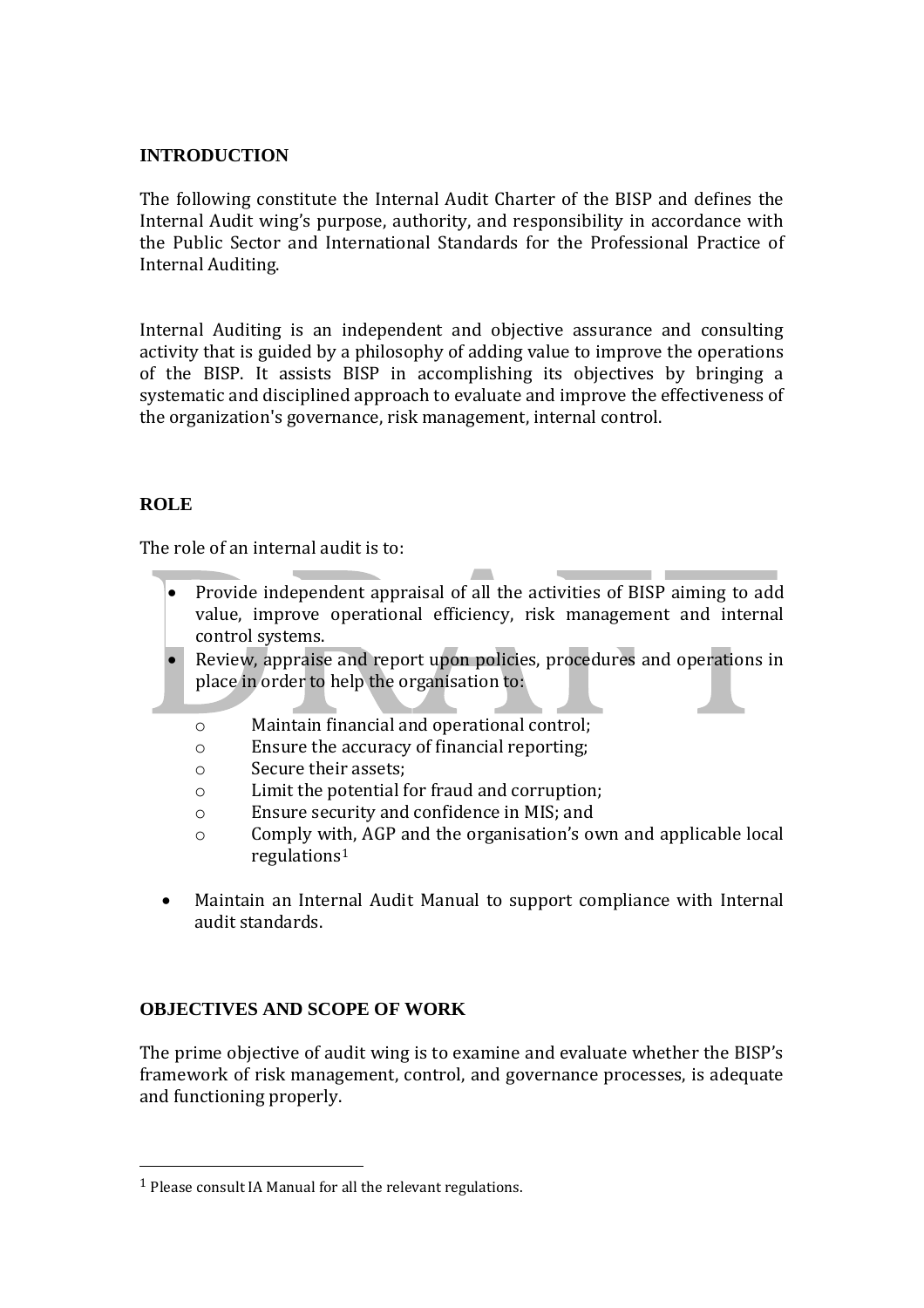## INTRODUCTION

The following constitute the Internal Audit Charter of the BISP and defines the Internal Audit wing's purpose, authority, and responsibility in accordance with the Public Sector and International Standards for the Professional Practice of Internal Auditing.

Internal Auditing is an independent and objective assurance and consulting activity that is guided by a philosophy of adding value to improve the operations of the BISP. It assists BISP in accomplishing its objectives by bringing a systematic and disciplined approach to evaluate and improve the effectiveness of the organization's governance, risk management, internal control.

## ROLE

The role of an internal audit is to:

- Provide independent appraisal of all the activities of BISP aiming to add value, improve operational efficiency, risk management and internal control systems.
- Review, appraise and report upon policies, procedures and operations in place in order to help the organisation to:
    - Maintain financial and operational control;
    - Ensure the accuracy of financial reporting;
    - Secure their assets;
    - Limit the potential for fraud and corruption;
    - Ensure security and confidence in MIS; and
    - Comply with, AGP and the organisation's own and applicable local regulations[1]
- Maintain an Internal Audit Manual to support compliance with Internal audit standards.

## OBJECTIVES AND SCOPE OF WORK

The prime objective of audit wing is to examine and evaluate whether the BISP's framework of risk management, control, and governance processes, is adequate and functioning properly.

[1] Please consult IA Manual for all the relevant regulations.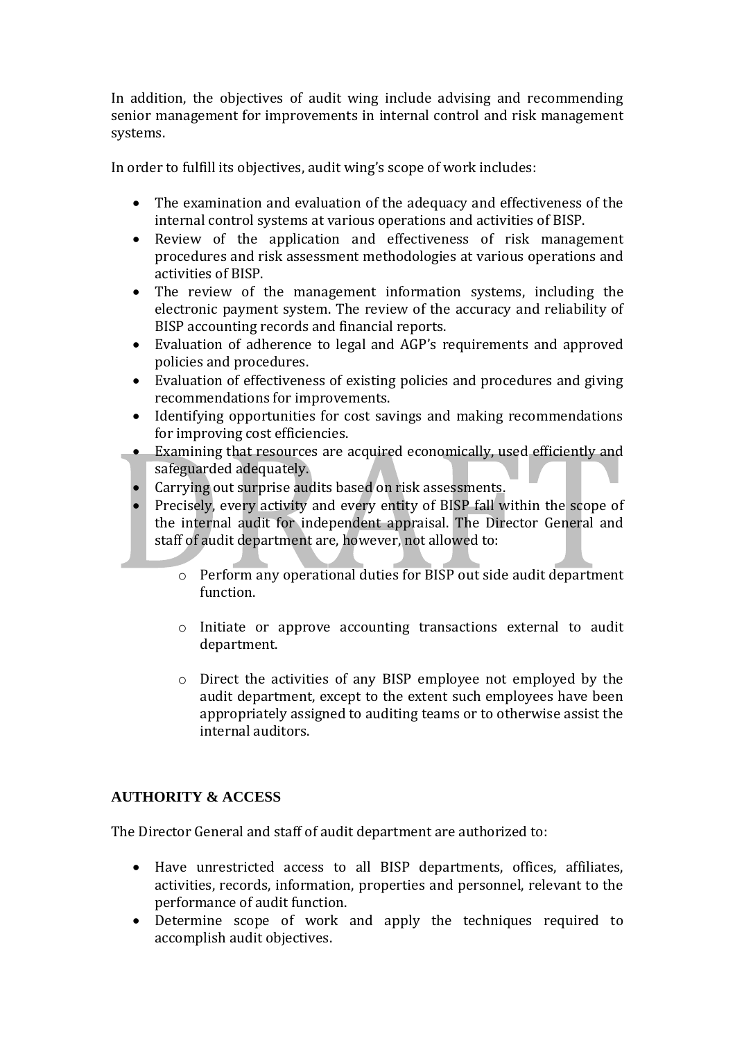In addition, the objectives of audit wing include advising and recommending senior management for improvements in internal control and risk management systems.

In order to fulfill its objectives, audit wing's scope of work includes:

- The examination and evaluation of the adequacy and effectiveness of the internal control systems at various operations and activities of BISP.
- Review of the application and effectiveness of risk management procedures and risk assessment methodologies at various operations and activities of BISP.
- The review of the management information systems, including the electronic payment system. The review of the accuracy and reliability of BISP accounting records and financial reports.
- Evaluation of adherence to legal and AGP's requirements and approved policies and procedures.
- Evaluation of effectiveness of existing policies and procedures and giving recommendations for improvements.
- Identifying opportunities for cost savings and making recommendations for improving cost efficiencies.
- Examining that resources are acquired economically, used efficiently and safeguarded adequately.
- Carrying out surprise audits based on risk assessments.
- Precisely, every activity and every entity of BISP fall within the scope of the internal audit for independent appraisal. The Director General and staff of audit department are, however, not allowed to:
  - Perform any operational duties for BISP out side audit department function.
  - Initiate or approve accounting transactions external to audit department.
  - Direct the activities of any BISP employee not employed by the audit department, except to the extent such employees have been appropriately assigned to auditing teams or to otherwise assist the internal auditors.

## AUTHORITY & ACCESS

The Director General and staff of audit department are authorized to:

- Have unrestricted access to all BISP departments, offices, affiliates, activities, records, information, properties and personnel, relevant to the performance of audit function.
- Determine scope of work and apply the techniques required to accomplish audit objectives.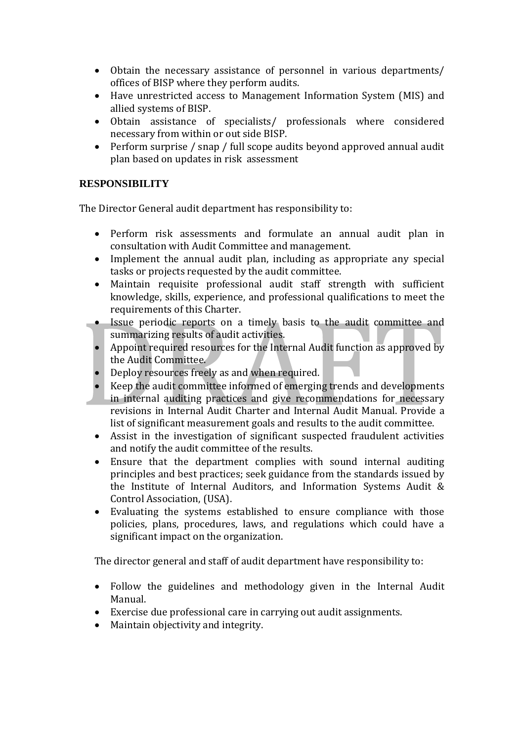- Obtain the necessary assistance of personnel in various departments/ offices of BISP where they perform audits.
- Have unrestricted access to Management Information System (MIS) and allied systems of BISP.
- Obtain assistance of specialists/ professionals where considered necessary from within or out side BISP.
- Perform surprise / snap / full scope audits beyond approved annual audit plan based on updates in risk assessment

## RESPONSIBILITY

The Director General audit department has responsibility to:

- Perform risk assessments and formulate an annual audit plan in consultation with Audit Committee and management.
- Implement the annual audit plan, including as appropriate any special tasks or projects requested by the audit committee.
- Maintain requisite professional audit staff strength with sufficient knowledge, skills, experience, and professional qualifications to meet the requirements of this Charter.
- Issue periodic reports on a timely basis to the audit committee and summarizing results of audit activities.
- Appoint required resources for the Internal Audit function as approved by the Audit Committee.
- Deploy resources freely as and when required.
- Keep the audit committee informed of emerging trends and developments in internal auditing practices and give recommendations for necessary revisions in Internal Audit Charter and Internal Audit Manual. Provide a list of significant measurement goals and results to the audit committee.
- Assist in the investigation of significant suspected fraudulent activities and notify the audit committee of the results.
- Ensure that the department complies with sound internal auditing principles and best practices; seek guidance from the standards issued by the Institute of Internal Auditors, and Information Systems Audit & Control Association, (USA).
- Evaluating the systems established to ensure compliance with those policies, plans, procedures, laws, and regulations which could have a significant impact on the organization.

The director general and staff of audit department have responsibility to:

- Follow the guidelines and methodology given in the Internal Audit Manual.
- Exercise due professional care in carrying out audit assignments.
- Maintain objectivity and integrity.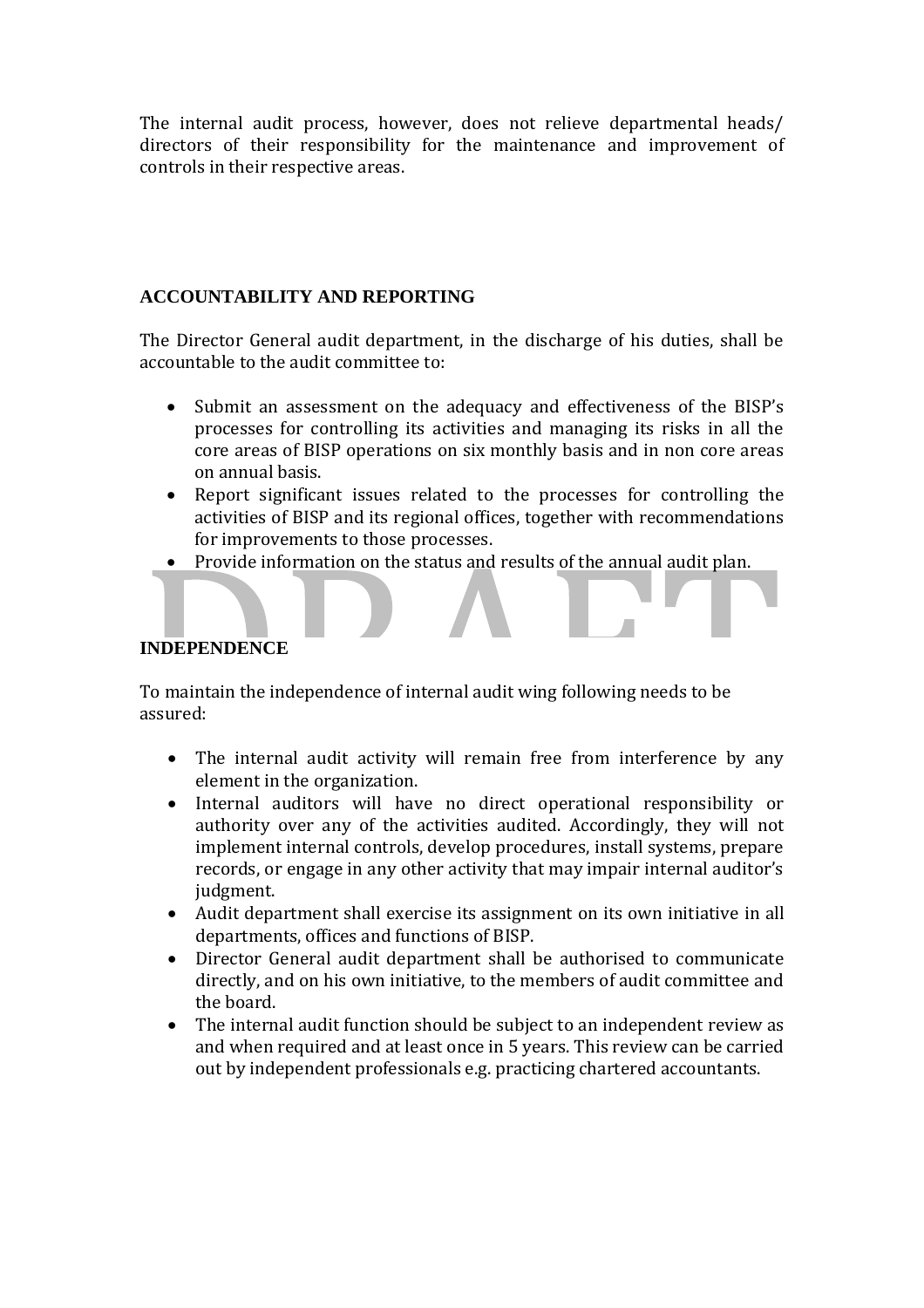The internal audit process, however, does not relieve departmental heads/ directors of their responsibility for the maintenance and improvement of controls in their respective areas.

## ACCOUNTABILITY AND REPORTING

The Director General audit department, in the discharge of his duties, shall be accountable to the audit committee to:

- Submit an assessment on the adequacy and effectiveness of the BISP's processes for controlling its activities and managing its risks in all the core areas of BISP operations on six monthly basis and in non core areas on annual basis.
- Report significant issues related to the processes for controlling the activities of BISP and its regional offices, together with recommendations for improvements to those processes.
- Provide information on the status and results of the annual audit plan.

## INDEPENDENCE

To maintain the independence of internal audit wing following needs to be assured:

- The internal audit activity will remain free from interference by any element in the organization.
- Internal auditors will have no direct operational responsibility or authority over any of the activities audited. Accordingly, they will not implement internal controls, develop procedures, install systems, prepare records, or engage in any other activity that may impair internal auditor's judgment.
- Audit department shall exercise its assignment on its own initiative in all departments, offices and functions of BISP.
- Director General audit department shall be authorised to communicate directly, and on his own initiative, to the members of audit committee and the board.
- The internal audit function should be subject to an independent review as and when required and at least once in 5 years. This review can be carried out by independent professionals e.g. practicing chartered accountants.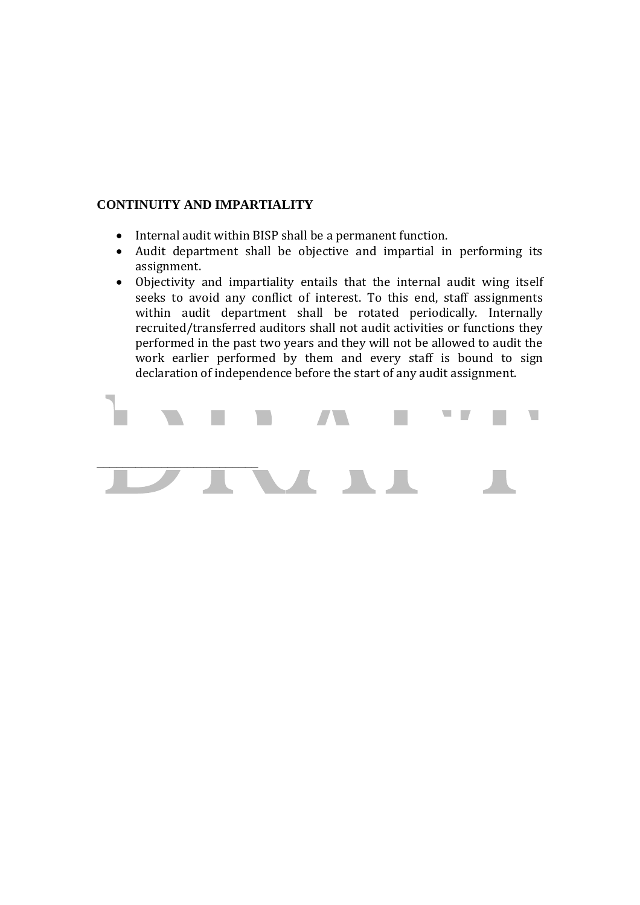**CONTINUITY AND IMPARTIALITY**

- Internal audit within BISP shall be a permanent function.
- Audit department shall be objective and impartial in performing its assignment.
- Objectivity and impartiality entails that the internal audit wing itself seeks to avoid any conflict of interest. To this end, staff assignments within audit department shall be rotated periodically. Internally recruited/transferred auditors shall not audit activities or functions they performed in the past two years and they will not be allowed to audit the work earlier performed by them and every staff is bound to sign declaration of independence before the start of any audit assignment.

\_\_\_\_\_\_\_\_\_\_\_\_\_\_\_\_\_\_\_\_\_\_\_\_\_\_\_\_\_\_